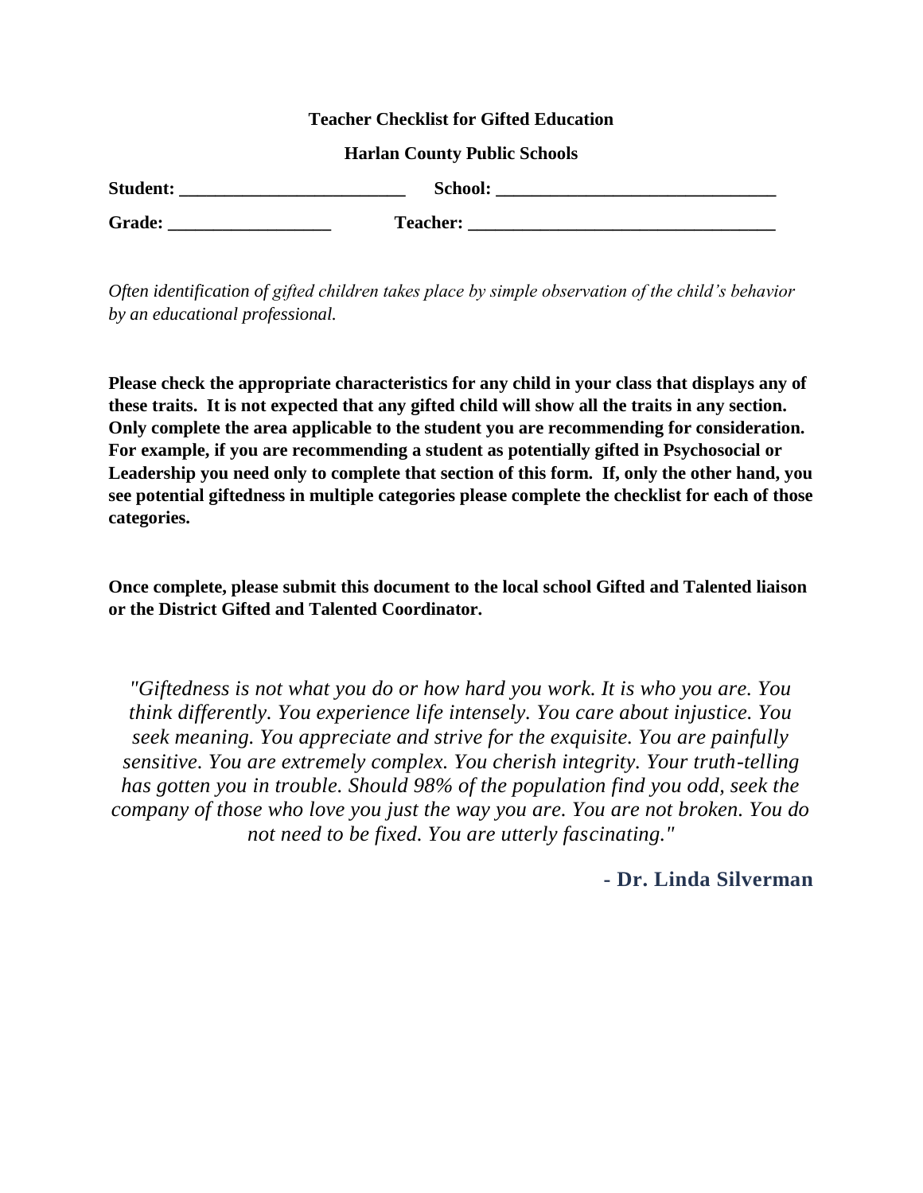**Teacher Checklist for Gifted Education**

**Harlan County Public Schools**

**Student: _________________________ School: ______________________________**

**Grade: __________________ Teacher: _________________________________**

*Often identification of gifted children takes place by simple observation of the child's behavior by an educational professional.*

**Please check the appropriate characteristics for any child in your class that displays any of these traits. It is not expected that any gifted child will show all the traits in any section. Only complete the area applicable to the student you are recommending for consideration. For example, if you are recommending a student as potentially gifted in Psychosocial or Leadership you need only to complete that section of this form. If, only the other hand, you see potential giftedness in multiple categories please complete the checklist for each of those categories.**

**Once complete, please submit this document to the local school Gifted and Talented liaison or the District Gifted and Talented Coordinator.**

*"Giftedness is not what you do or how hard you work. It is who you are. You think differently. You experience life intensely. You care about injustice. You seek meaning. You appreciate and strive for the exquisite. You are painfully sensitive. You are extremely complex. You cherish integrity. Your truth-telling has gotten you in trouble. Should 98% of the population find you odd, seek the company of those who love you just the way you are. You are not broken. You do not need to be fixed. You are utterly fascinating."*

**- Dr. Linda Silverman**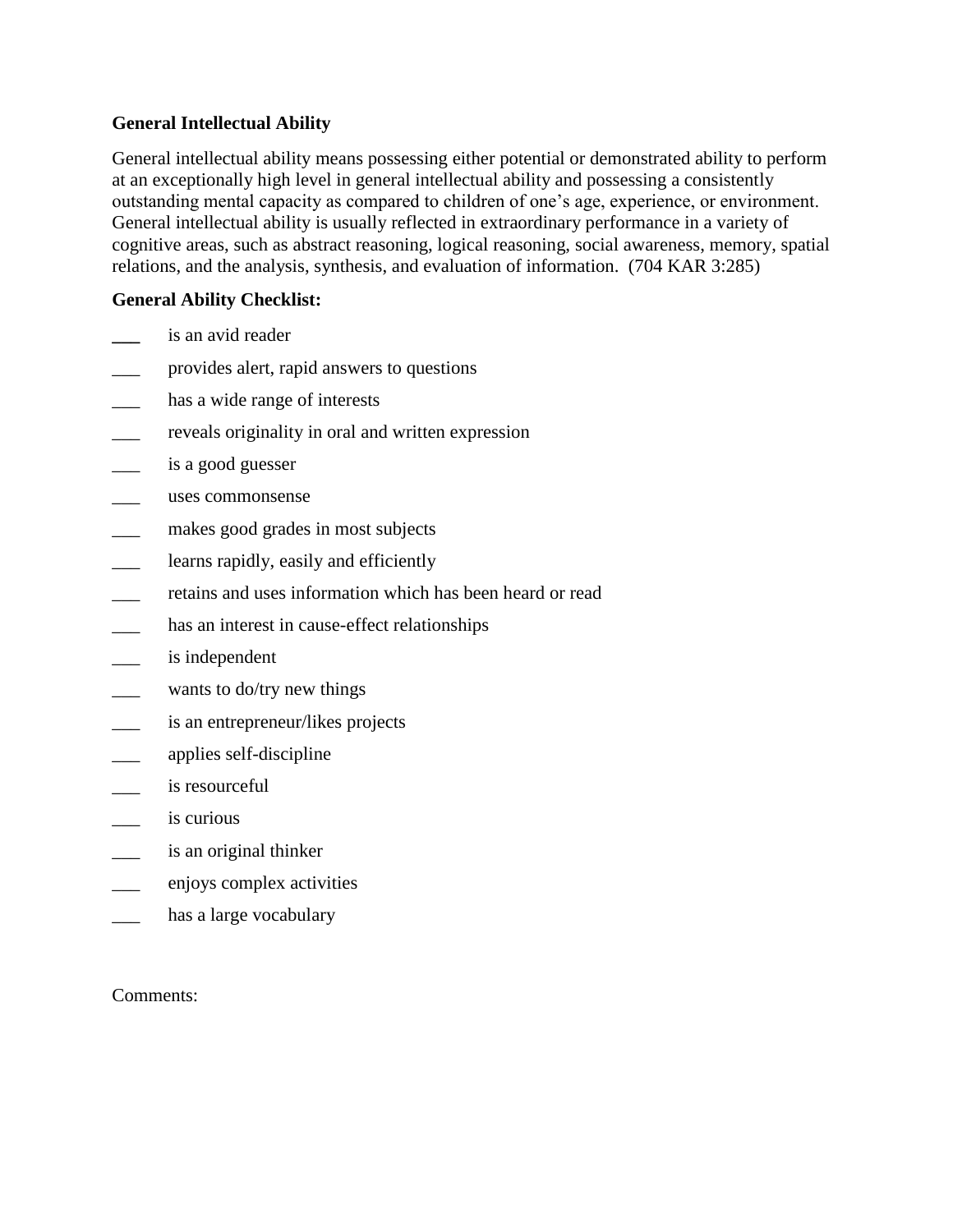**General Intellectual Ability**

General intellectual ability means possessing either potential or demonstrated ability to perform at an exceptionally high level in general intellectual ability and possessing a consistently outstanding mental capacity as compared to children of one's age, experience, or environment. General intellectual ability is usually reflected in extraordinary performance in a variety of cognitive areas, such as abstract reasoning, logical reasoning, social awareness, memory, spatial relations, and the analysis, synthesis, and evaluation of information. (704 KAR 3:285)

**General Ability Checklist:**

___ is an avid reader

___ provides alert, rapid answers to questions

___ has a wide range of interests

___ reveals originality in oral and written expression

___ is a good guesser

___ uses commonsense

___ makes good grades in most subjects

___ learns rapidly, easily and efficiently

___ retains and uses information which has been heard or read

___ has an interest in cause-effect relationships

___ is independent

___ wants to do/try new things

___ is an entrepreneur/likes projects

___ applies self-discipline

___ is resourceful

___ is curious

___ is an original thinker

___ enjoys complex activities

___ has a large vocabulary

Comments: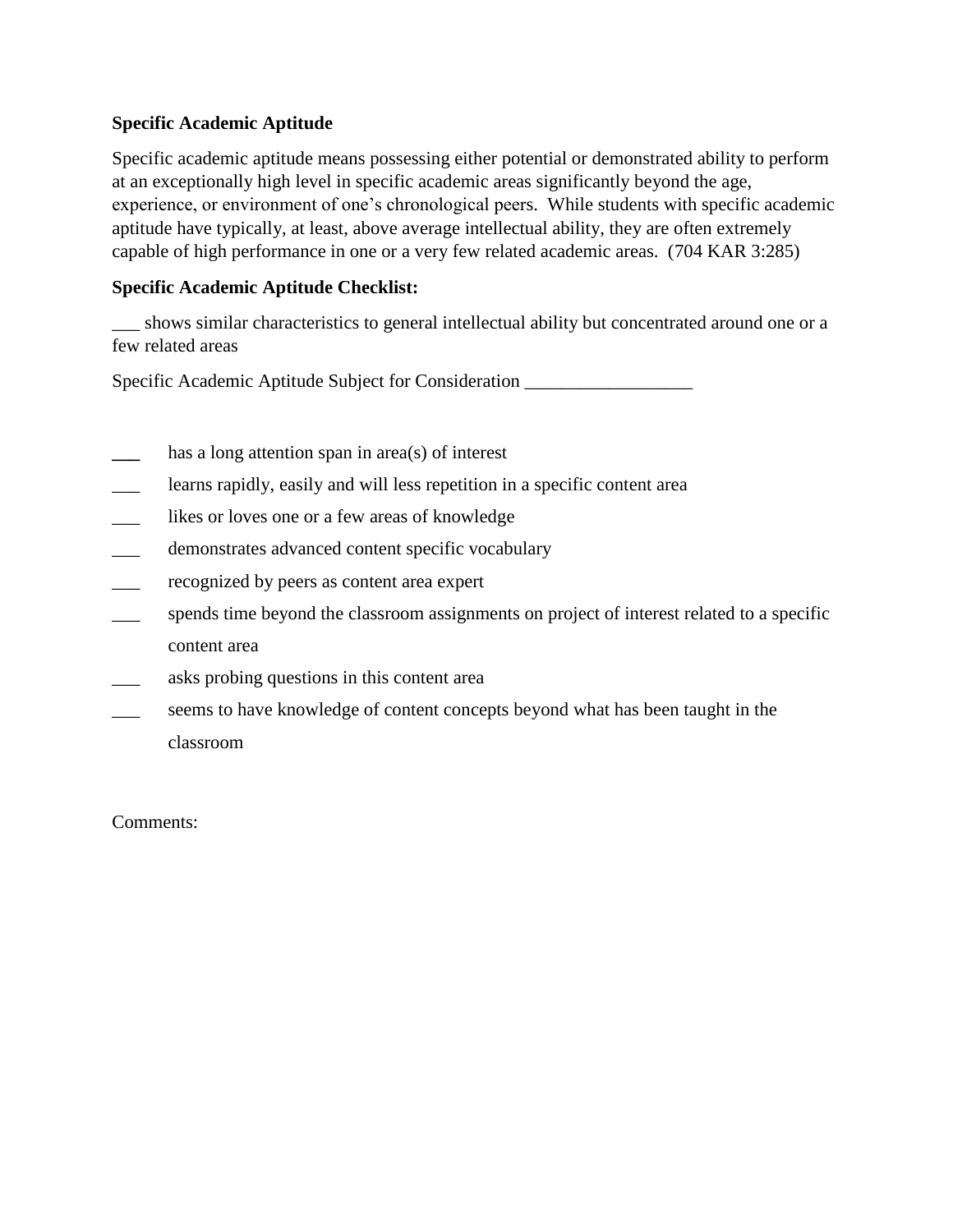**Specific Academic Aptitude**

Specific academic aptitude means possessing either potential or demonstrated ability to perform at an exceptionally high level in specific academic areas significantly beyond the age, experience, or environment of one's chronological peers. While students with specific academic aptitude have typically, at least, above average intellectual ability, they are often extremely capable of high performance in one or a very few related academic areas. (704 KAR 3:285)

**Specific Academic Aptitude Checklist:**

___ shows similar characteristics to general intellectual ability but concentrated around one or a few related areas

Specific Academic Aptitude Subject for Consideration __________________

___ has a long attention span in area(s) of interest

___ learns rapidly, easily and will less repetition in a specific content area

___ likes or loves one or a few areas of knowledge

___ demonstrates advanced content specific vocabulary

___ recognized by peers as content area expert

___ spends time beyond the classroom assignments on project of interest related to a specific content area

___ asks probing questions in this content area

___ seems to have knowledge of content concepts beyond what has been taught in the classroom

Comments: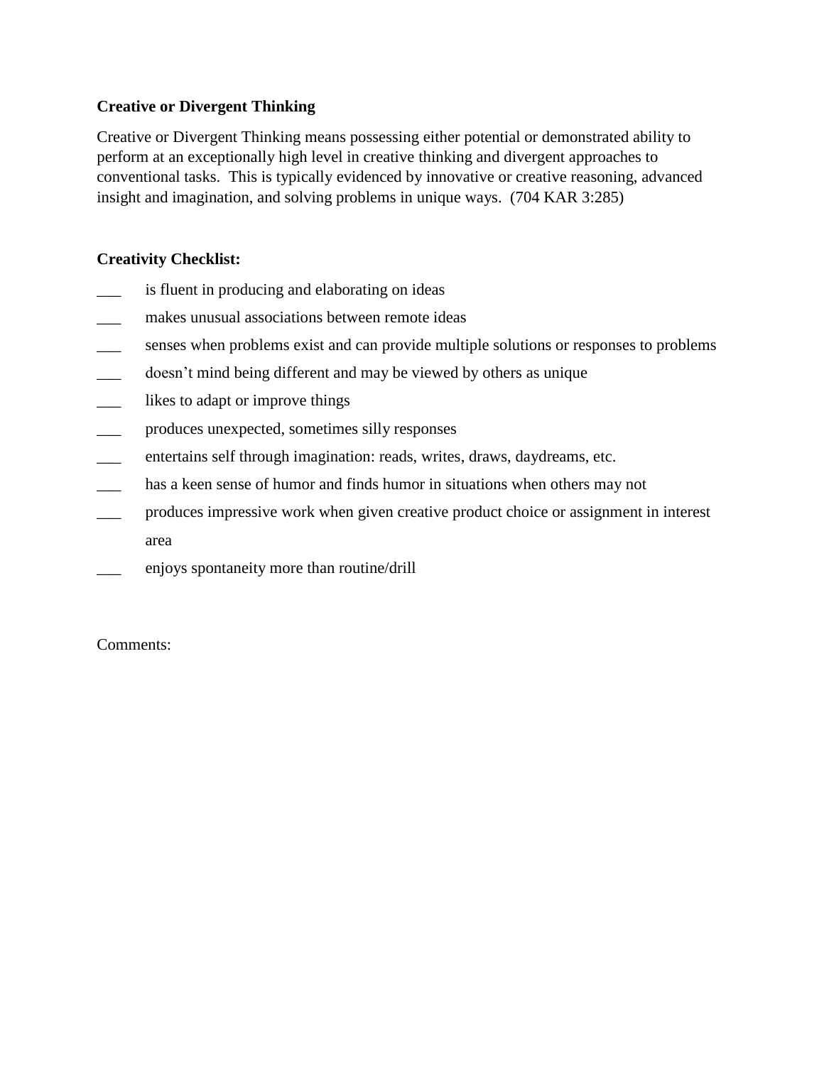**Creative or Divergent Thinking**

Creative or Divergent Thinking means possessing either potential or demonstrated ability to perform at an exceptionally high level in creative thinking and divergent approaches to conventional tasks. This is typically evidenced by innovative or creative reasoning, advanced insight and imagination, and solving problems in unique ways. (704 KAR 3:285)

**Creativity Checklist:**

___ is fluent in producing and elaborating on ideas

___ makes unusual associations between remote ideas

___ senses when problems exist and can provide multiple solutions or responses to problems

___ doesn't mind being different and may be viewed by others as unique

___ likes to adapt or improve things

___ produces unexpected, sometimes silly responses

___ entertains self through imagination: reads, writes, draws, daydreams, etc.

___ has a keen sense of humor and finds humor in situations when others may not

___ produces impressive work when given creative product choice or assignment in interest area

___ enjoys spontaneity more than routine/drill

Comments: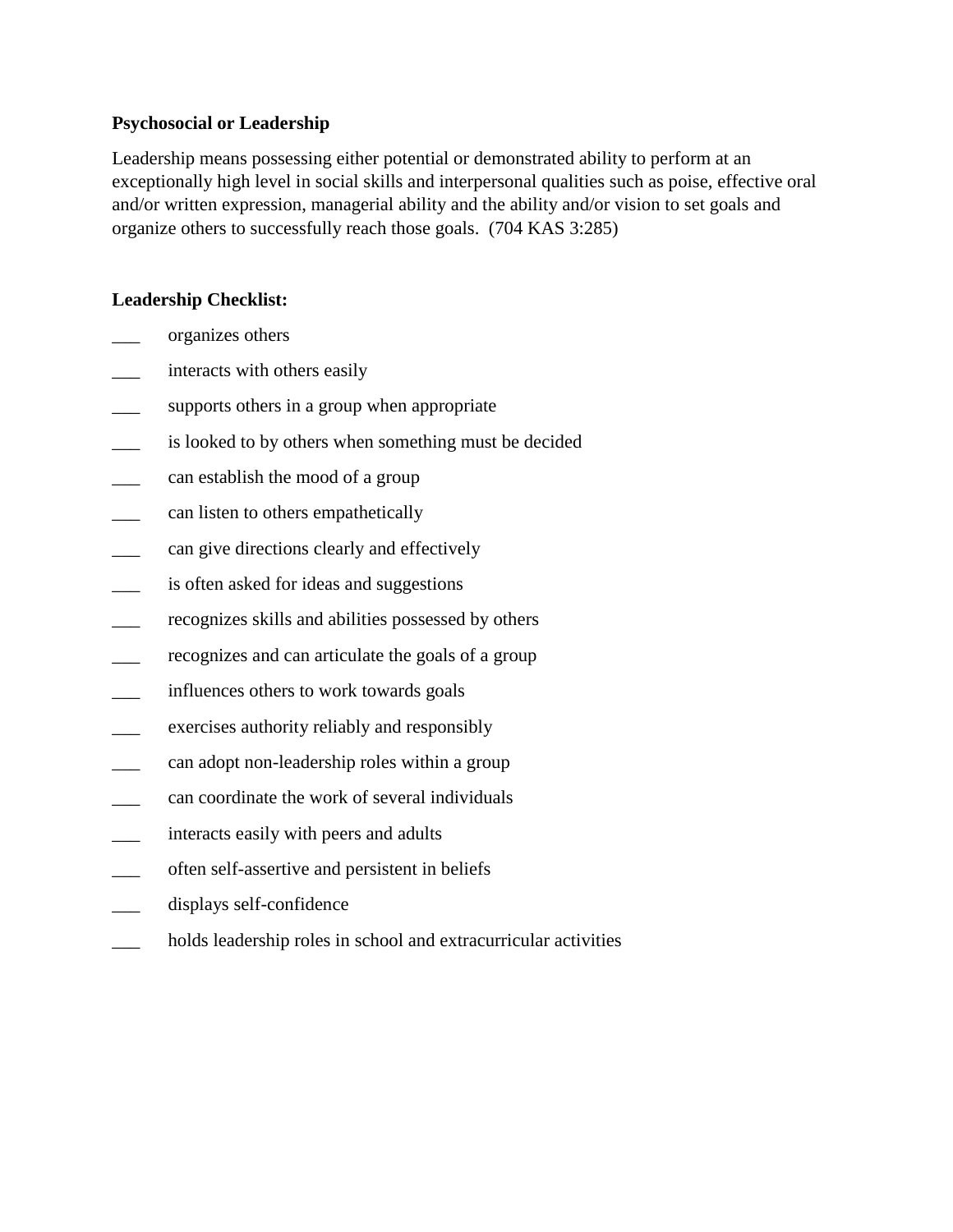**Psychosocial or Leadership**

Leadership means possessing either potential or demonstrated ability to perform at an exceptionally high level in social skills and interpersonal qualities such as poise, effective oral and/or written expression, managerial ability and the ability and/or vision to set goals and organize others to successfully reach those goals. (704 KAS 3:285)

**Leadership Checklist:**

___ organizes others

___ interacts with others easily

___ supports others in a group when appropriate

___ is looked to by others when something must be decided

___ can establish the mood of a group

___ can listen to others empathetically

___ can give directions clearly and effectively

___ is often asked for ideas and suggestions

___ recognizes skills and abilities possessed by others

___ recognizes and can articulate the goals of a group

___ influences others to work towards goals

___ exercises authority reliably and responsibly

___ can adopt non-leadership roles within a group

___ can coordinate the work of several individuals

___ interacts easily with peers and adults

___ often self-assertive and persistent in beliefs

___ displays self-confidence

___ holds leadership roles in school and extracurricular activities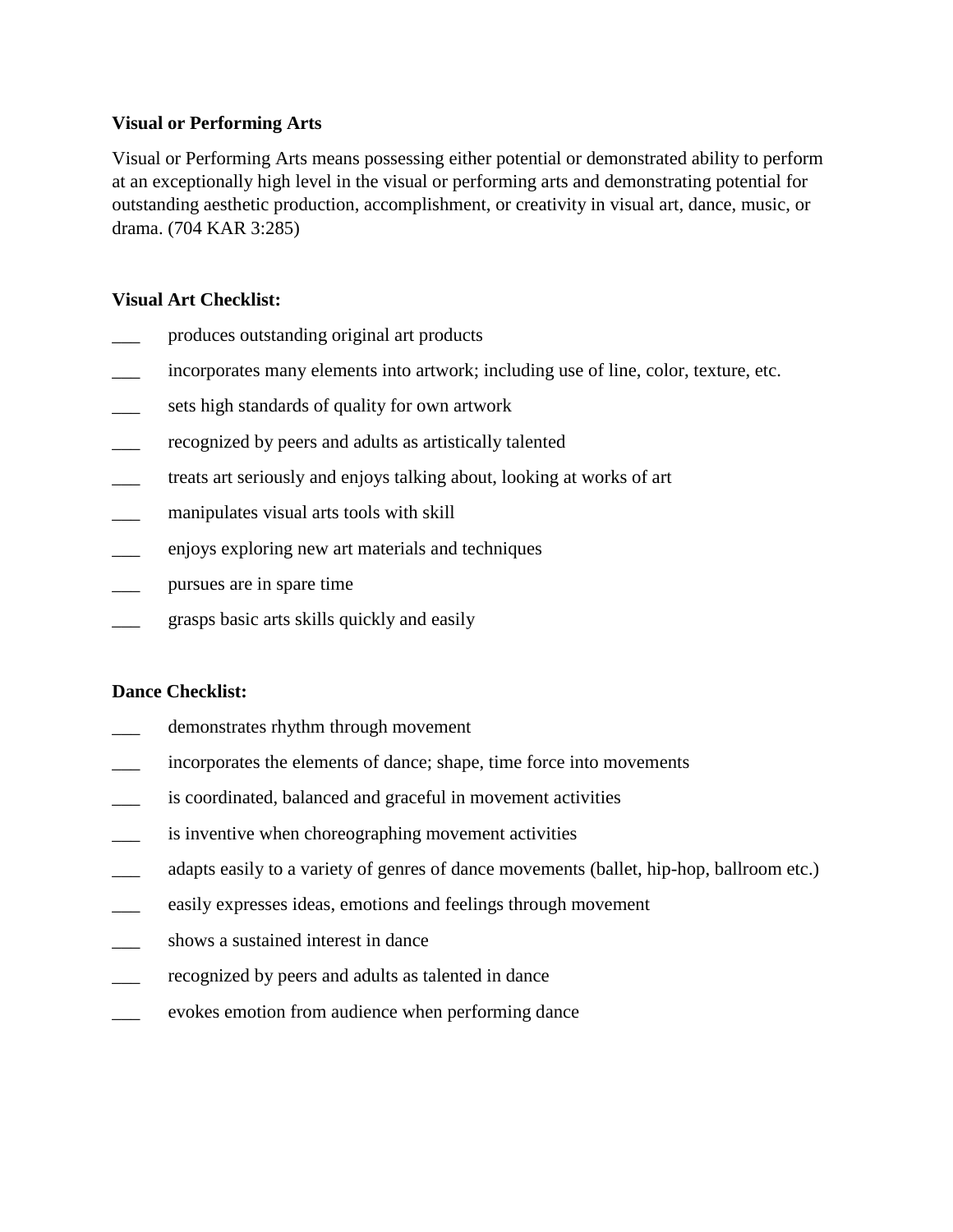**Visual or Performing Arts**

Visual or Performing Arts means possessing either potential or demonstrated ability to perform at an exceptionally high level in the visual or performing arts and demonstrating potential for outstanding aesthetic production, accomplishment, or creativity in visual art, dance, music, or drama. (704 KAR 3:285)

**Visual Art Checklist:**

___ produces outstanding original art products

___ incorporates many elements into artwork; including use of line, color, texture, etc.

___ sets high standards of quality for own artwork

___ recognized by peers and adults as artistically talented

___ treats art seriously and enjoys talking about, looking at works of art

___ manipulates visual arts tools with skill

___ enjoys exploring new art materials and techniques

___ pursues are in spare time

___ grasps basic arts skills quickly and easily

**Dance Checklist:**

___ demonstrates rhythm through movement

___ incorporates the elements of dance; shape, time force into movements

___ is coordinated, balanced and graceful in movement activities

___ is inventive when choreographing movement activities

___ adapts easily to a variety of genres of dance movements (ballet, hip-hop, ballroom etc.)

___ easily expresses ideas, emotions and feelings through movement

___ shows a sustained interest in dance

___ recognized by peers and adults as talented in dance

___ evokes emotion from audience when performing dance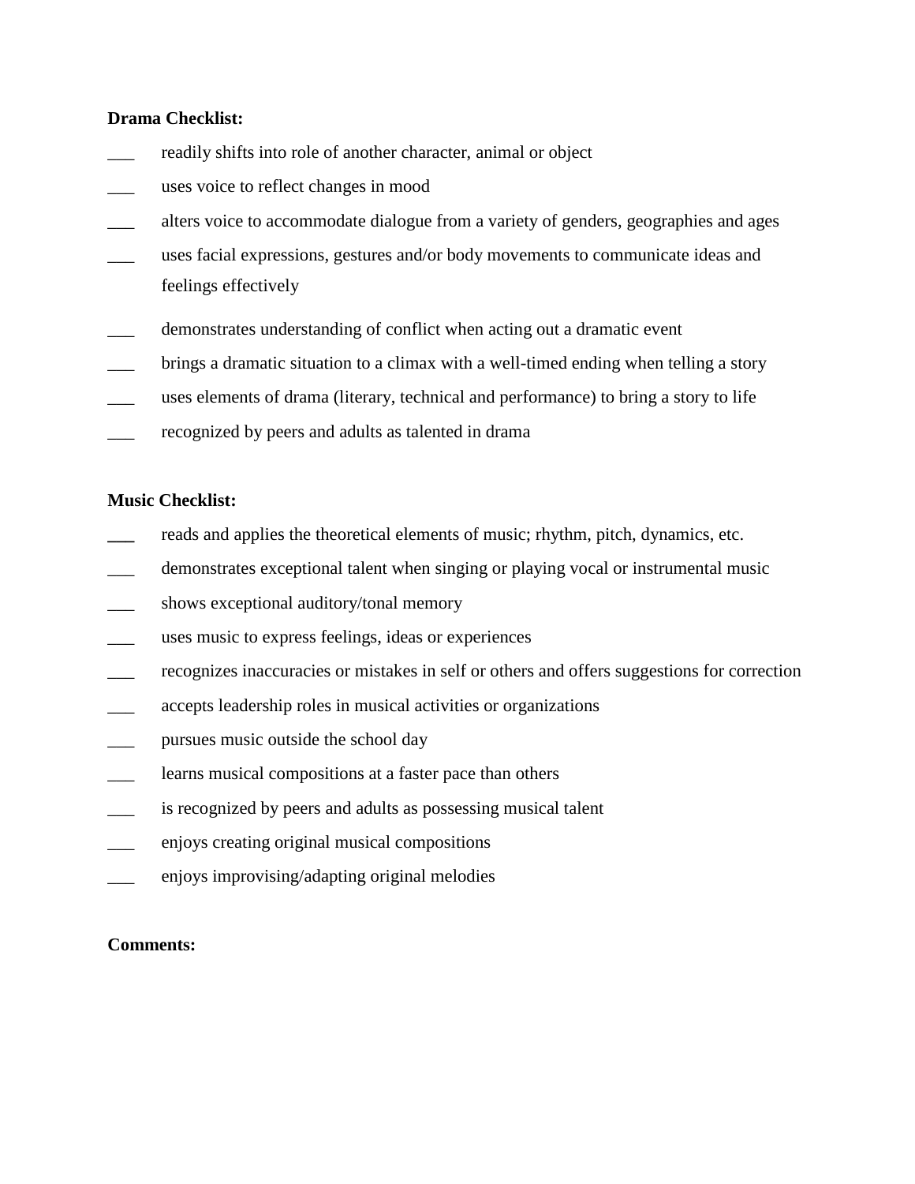**Drama Checklist:**

___ readily shifts into role of another character, animal or object

___ uses voice to reflect changes in mood

___ alters voice to accommodate dialogue from a variety of genders, geographies and ages

___ uses facial expressions, gestures and/or body movements to communicate ideas and feelings effectively

___ demonstrates understanding of conflict when acting out a dramatic event

___ brings a dramatic situation to a climax with a well-timed ending when telling a story

___ uses elements of drama (literary, technical and performance) to bring a story to life

___ recognized by peers and adults as talented in drama

**Music Checklist:**

___ reads and applies the theoretical elements of music; rhythm, pitch, dynamics, etc.

___ demonstrates exceptional talent when singing or playing vocal or instrumental music

___ shows exceptional auditory/tonal memory

___ uses music to express feelings, ideas or experiences

___ recognizes inaccuracies or mistakes in self or others and offers suggestions for correction

___ accepts leadership roles in musical activities or organizations

___ pursues music outside the school day

___ learns musical compositions at a faster pace than others

___ is recognized by peers and adults as possessing musical talent

___ enjoys creating original musical compositions

___ enjoys improvising/adapting original melodies

**Comments:**